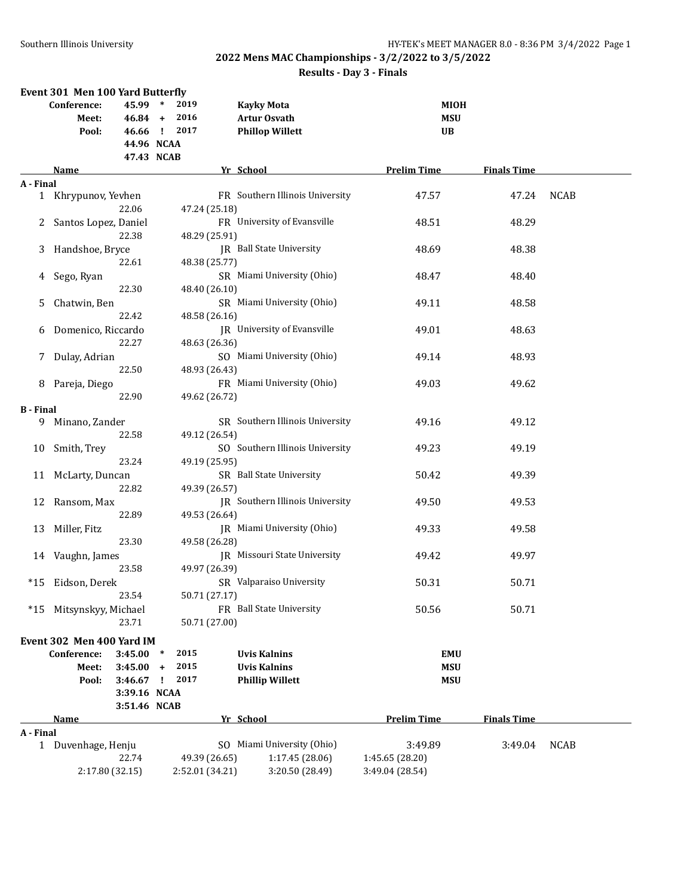## 2022 Mens MAC Championships - 3/2/2022 to 3/5/2022

### Results - Day 3 - Finals

### Event 301 Men 100 Yard Butterfly

| | | | | |
|---|---|---|---|---|
| Conference: | 45.99 * | 2019 | Kayky Mota | MIOH |
| Meet: | 46.84 + | 2016 | Artur Osvath | MSU |
| Pool: | 46.66 ! | 2017 | Phillop Willett | UB |
| | 44.96 NCAA | | | |
| | 47.43 NCAB | | | |

| | Name | Yr | School | Prelim Time | Finals Time | |
|---|---|---|---|---|---|---|
| **A - Final** | | | | | | |
| 1 | Khrypunov, Yevhen | FR | Southern Illinois University | 47.57 | 47.24 | NCAB |
| | 22.06 | 47.24 (25.18) | | | | |
| 2 | Santos Lopez, Daniel | FR | University of Evansville | 48.51 | 48.29 | |
| | 22.38 | 48.29 (25.91) | | | | |
| 3 | Handshoe, Bryce | JR | Ball State University | 48.69 | 48.38 | |
| | 22.61 | 48.38 (25.77) | | | | |
| 4 | Sego, Ryan | SR | Miami University (Ohio) | 48.47 | 48.40 | |
| | 22.30 | 48.40 (26.10) | | | | |
| 5 | Chatwin, Ben | SR | Miami University (Ohio) | 49.11 | 48.58 | |
| | 22.42 | 48.58 (26.16) | | | | |
| 6 | Domenico, Riccardo | JR | University of Evansville | 49.01 | 48.63 | |
| | 22.27 | 48.63 (26.36) | | | | |
| 7 | Dulay, Adrian | SO | Miami University (Ohio) | 49.14 | 48.93 | |
| | 22.50 | 48.93 (26.43) | | | | |
| 8 | Pareja, Diego | FR | Miami University (Ohio) | 49.03 | 49.62 | |
| | 22.90 | 49.62 (26.72) | | | | |
| **B - Final** | | | | | | |
| 9 | Minano, Zander | SR | Southern Illinois University | 49.16 | 49.12 | |
| | 22.58 | 49.12 (26.54) | | | | |
| 10 | Smith, Trey | SO | Southern Illinois University | 49.23 | 49.19 | |
| | 23.24 | 49.19 (25.95) | | | | |
| 11 | McLarty, Duncan | SR | Ball State University | 50.42 | 49.39 | |
| | 22.82 | 49.39 (26.57) | | | | |
| 12 | Ransom, Max | JR | Southern Illinois University | 49.50 | 49.53 | |
| | 22.89 | 49.53 (26.64) | | | | |
| 13 | Miller, Fitz | JR | Miami University (Ohio) | 49.33 | 49.58 | |
| | 23.30 | 49.58 (26.28) | | | | |
| 14 | Vaughn, James | JR | Missouri State University | 49.42 | 49.97 | |
| | 23.58 | 49.97 (26.39) | | | | |
| *15 | Eidson, Derek | SR | Valparaiso University | 50.31 | 50.71 | |
| | 23.54 | 50.71 (27.17) | | | | |
| *15 | Mitsynskyy, Michael | FR | Ball State University | 50.56 | 50.71 | |
| | 23.71 | 50.71 (27.00) | | | | |

### Event 302 Men 400 Yard IM

| | | | | |
|---|---|---|---|---|
| Conference: | 3:45.00 * | 2015 | Uvis Kalnins | EMU |
| Meet: | 3:45.00 + | 2015 | Uvis Kalnins | MSU |
| Pool: | 3:46.67 ! | 2017 | Phillip Willett | MSU |
| | 3:39.16 NCAA | | | |
| | 3:51.46 NCAB | | | |

| | Name | Yr | School | Prelim Time | Finals Time | |
|---|---|---|---|---|---|---|
| **A - Final** | | | | | | |
| 1 | Duvenhage, Henju | SO | Miami University (Ohio) | 3:49.89 | 3:49.04 | NCAB |
| | 22.74 | 49.39 (26.65) | 1:17.45 (28.06) | 1:45.65 (28.20) | | |
| | 2:17.80 (32.15) | 2:52.01 (34.21) | 3:20.50 (28.49) | 3:49.04 (28.54) | | |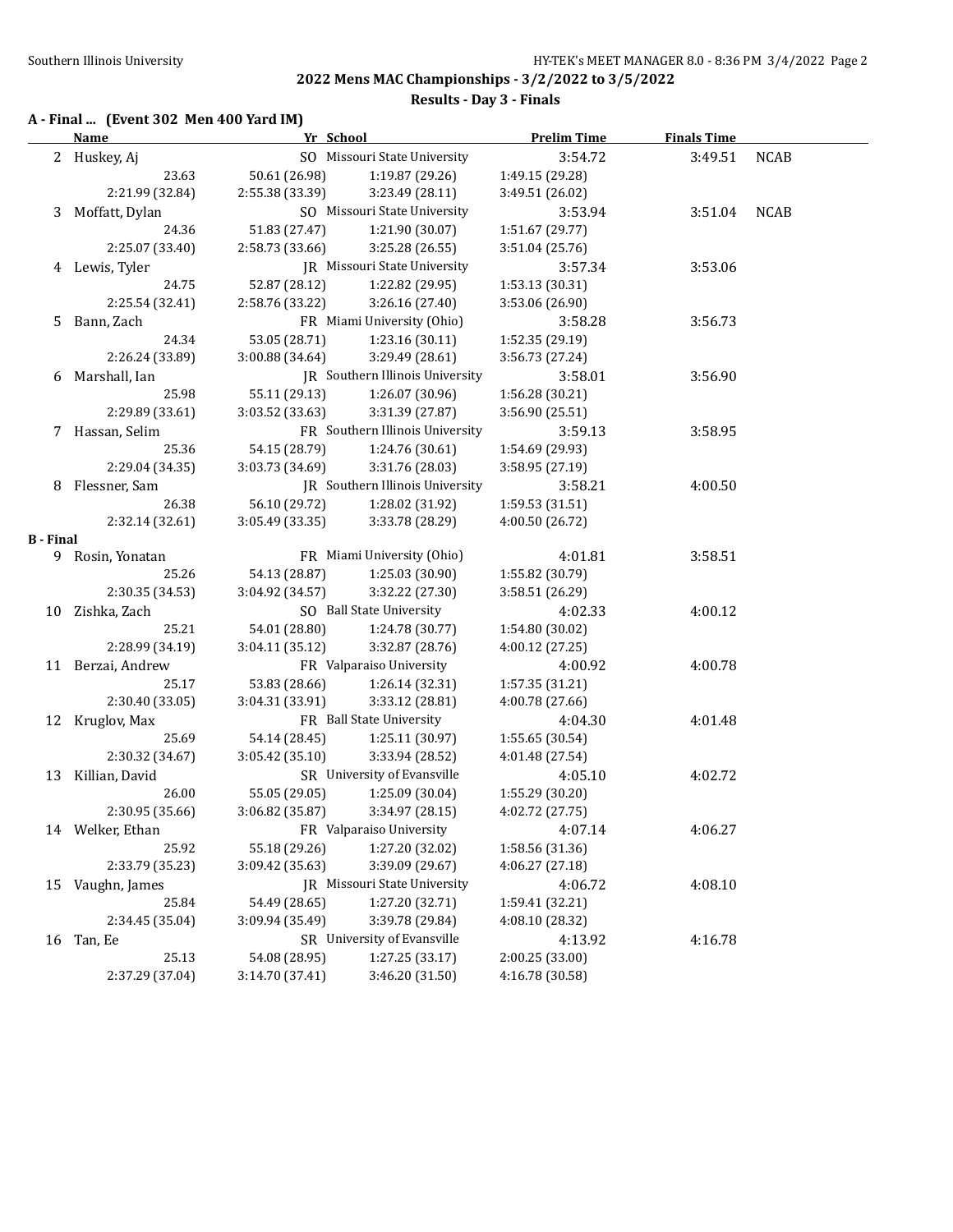## 2022 Mens MAC Championships - 3/2/2022 to 3/5/2022

### Results - Day 3 - Finals

**A - Final ... (Event 302 Men 400 Yard IM)**

| | Name | Yr | School | Prelim Time | Finals Time | |
|---|---|---|---|---|---|---|
| 2 | Huskey, Aj | SO | Missouri State University | 3:54.72 | 3:49.51 | NCAB |
| | 23.63 | 50.61 (26.98) | 1:19.87 (29.26) | 1:49.15 (29.28) | | |
| | 2:21.99 (32.84) | 2:55.38 (33.39) | 3:23.49 (28.11) | 3:49.51 (26.02) | | |
| 3 | Moffatt, Dylan | SO | Missouri State University | 3:53.94 | 3:51.04 | NCAB |
| | 24.36 | 51.83 (27.47) | 1:21.90 (30.07) | 1:51.67 (29.77) | | |
| | 2:25.07 (33.40) | 2:58.73 (33.66) | 3:25.28 (26.55) | 3:51.04 (25.76) | | |
| 4 | Lewis, Tyler | JR | Missouri State University | 3:57.34 | 3:53.06 | |
| | 24.75 | 52.87 (28.12) | 1:22.82 (29.95) | 1:53.13 (30.31) | | |
| | 2:25.54 (32.41) | 2:58.76 (33.22) | 3:26.16 (27.40) | 3:53.06 (26.90) | | |
| 5 | Bann, Zach | FR | Miami University (Ohio) | 3:58.28 | 3:56.73 | |
| | 24.34 | 53.05 (28.71) | 1:23.16 (30.11) | 1:52.35 (29.19) | | |
| | 2:26.24 (33.89) | 3:00.88 (34.64) | 3:29.49 (28.61) | 3:56.73 (27.24) | | |
| 6 | Marshall, Ian | JR | Southern Illinois University | 3:58.01 | 3:56.90 | |
| | 25.98 | 55.11 (29.13) | 1:26.07 (30.96) | 1:56.28 (30.21) | | |
| | 2:29.89 (33.61) | 3:03.52 (33.63) | 3:31.39 (27.87) | 3:56.90 (25.51) | | |
| 7 | Hassan, Selim | FR | Southern Illinois University | 3:59.13 | 3:58.95 | |
| | 25.36 | 54.15 (28.79) | 1:24.76 (30.61) | 1:54.69 (29.93) | | |
| | 2:29.04 (34.35) | 3:03.73 (34.69) | 3:31.76 (28.03) | 3:58.95 (27.19) | | |
| 8 | Flessner, Sam | JR | Southern Illinois University | 3:58.21 | 4:00.50 | |
| | 26.38 | 56.10 (29.72) | 1:28.02 (31.92) | 1:59.53 (31.51) | | |
| | 2:32.14 (32.61) | 3:05.49 (33.35) | 3:33.78 (28.29) | 4:00.50 (26.72) | | |

**B - Final**

| | Name | Yr | School | Prelim Time | Finals Time |
|---|---|---|---|---|---|
| 9 | Rosin, Yonatan | FR | Miami University (Ohio) | 4:01.81 | 3:58.51 |
| | 25.26 | 54.13 (28.87) | 1:25.03 (30.90) | 1:55.82 (30.79) | |
| | 2:30.35 (34.53) | 3:04.92 (34.57) | 3:32.22 (27.30) | 3:58.51 (26.29) | |
| 10 | Zishka, Zach | SO | Ball State University | 4:02.33 | 4:00.12 |
| | 25.21 | 54.01 (28.80) | 1:24.78 (30.77) | 1:54.80 (30.02) | |
| | 2:28.99 (34.19) | 3:04.11 (35.12) | 3:32.87 (28.76) | 4:00.12 (27.25) | |
| 11 | Berzai, Andrew | FR | Valparaiso University | 4:00.92 | 4:00.78 |
| | 25.17 | 53.83 (28.66) | 1:26.14 (32.31) | 1:57.35 (31.21) | |
| | 2:30.40 (33.05) | 3:04.31 (33.91) | 3:33.12 (28.81) | 4:00.78 (27.66) | |
| 12 | Kruglov, Max | FR | Ball State University | 4:04.30 | 4:01.48 |
| | 25.69 | 54.14 (28.45) | 1:25.11 (30.97) | 1:55.65 (30.54) | |
| | 2:30.32 (34.67) | 3:05.42 (35.10) | 3:33.94 (28.52) | 4:01.48 (27.54) | |
| 13 | Killian, David | SR | University of Evansville | 4:05.10 | 4:02.72 |
| | 26.00 | 55.05 (29.05) | 1:25.09 (30.04) | 1:55.29 (30.20) | |
| | 2:30.95 (35.66) | 3:06.82 (35.87) | 3:34.97 (28.15) | 4:02.72 (27.75) | |
| 14 | Welker, Ethan | FR | Valparaiso University | 4:07.14 | 4:06.27 |
| | 25.92 | 55.18 (29.26) | 1:27.20 (32.02) | 1:58.56 (31.36) | |
| | 2:33.79 (35.23) | 3:09.42 (35.63) | 3:39.09 (29.67) | 4:06.27 (27.18) | |
| 15 | Vaughn, James | JR | Missouri State University | 4:06.72 | 4:08.10 |
| | 25.84 | 54.49 (28.65) | 1:27.20 (32.71) | 1:59.41 (32.21) | |
| | 2:34.45 (35.04) | 3:09.94 (35.49) | 3:39.78 (29.84) | 4:08.10 (28.32) | |
| 16 | Tan, Ee | SR | University of Evansville | 4:13.92 | 4:16.78 |
| | 25.13 | 54.08 (28.95) | 1:27.25 (33.17) | 2:00.25 (33.00) | |
| | 2:37.29 (37.04) | 3:14.70 (37.41) | 3:46.20 (31.50) | 4:16.78 (30.58) | |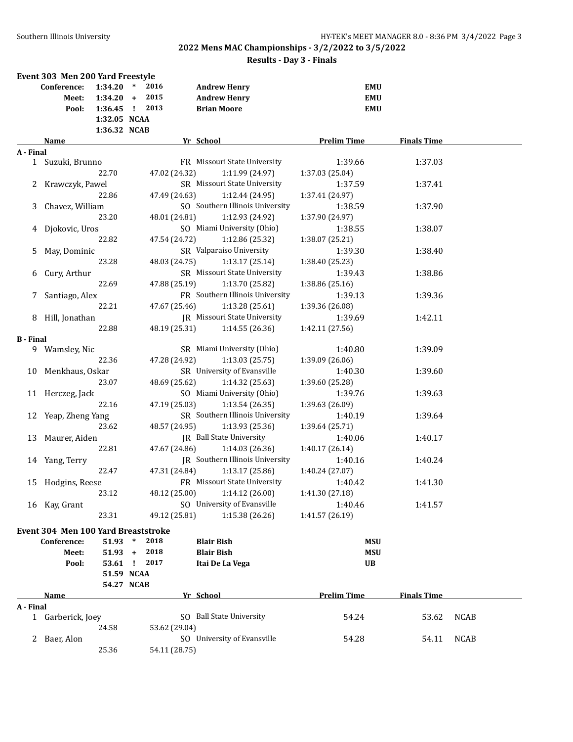## 2022 Mens MAC Championships - 3/2/2022 to 3/5/2022

### Results - Day 3 - Finals

**Event 303 Men 200 Yard Freestyle**

| | Time | | Year | Name | School |
|---|---|---|---|---|---|
| Conference: | 1:34.20 | * | 2016 | Andrew Henry | EMU |
| Meet: | 1:34.20 | + | 2015 | Andrew Henry | EMU |
| Pool: | 1:36.45 | ! | 2013 | Brian Moore | EMU |
| | 1:32.05 | NCAA | | | |
| | 1:36.32 | NCAB | | | |

| | Name | Yr | School | Prelim Time | Finals Time | |
|---|---|---|---|---|---|---|
| **A - Final** | | | | | | |
| 1 | Suzuki, Brunno | FR | Missouri State University | 1:39.66 | 1:37.03 | |
| | 22.70 | 47.02 (24.32) | 1:11.99 (24.97) | 1:37.03 (25.04) | | |
| 2 | Krawczyk, Pawel | SR | Missouri State University | 1:37.59 | 1:37.41 | |
| | 22.86 | 47.49 (24.63) | 1:12.44 (24.95) | 1:37.41 (24.97) | | |
| 3 | Chavez, William | SO | Southern Illinois University | 1:38.59 | 1:37.90 | |
| | 23.20 | 48.01 (24.81) | 1:12.93 (24.92) | 1:37.90 (24.97) | | |
| 4 | Djokovic, Uros | SO | Miami University (Ohio) | 1:38.55 | 1:38.07 | |
| | 22.82 | 47.54 (24.72) | 1:12.86 (25.32) | 1:38.07 (25.21) | | |
| 5 | May, Dominic | SR | Valparaiso University | 1:39.30 | 1:38.40 | |
| | 23.28 | 48.03 (24.75) | 1:13.17 (25.14) | 1:38.40 (25.23) | | |
| 6 | Cury, Arthur | SR | Missouri State University | 1:39.43 | 1:38.86 | |
| | 22.69 | 47.88 (25.19) | 1:13.70 (25.82) | 1:38.86 (25.16) | | |
| 7 | Santiago, Alex | FR | Southern Illinois University | 1:39.13 | 1:39.36 | |
| | 22.21 | 47.67 (25.46) | 1:13.28 (25.61) | 1:39.36 (26.08) | | |
| 8 | Hill, Jonathan | JR | Missouri State University | 1:39.69 | 1:42.11 | |
| | 22.88 | 48.19 (25.31) | 1:14.55 (26.36) | 1:42.11 (27.56) | | |
| **B - Final** | | | | | | |
| 9 | Wamsley, Nic | SR | Miami University (Ohio) | 1:40.80 | 1:39.09 | |
| | 22.36 | 47.28 (24.92) | 1:13.03 (25.75) | 1:39.09 (26.06) | | |
| 10 | Menkhaus, Oskar | SR | University of Evansville | 1:40.30 | 1:39.60 | |
| | 23.07 | 48.69 (25.62) | 1:14.32 (25.63) | 1:39.60 (25.28) | | |
| 11 | Herczeg, Jack | SO | Miami University (Ohio) | 1:39.76 | 1:39.63 | |
| | 22.16 | 47.19 (25.03) | 1:13.54 (26.35) | 1:39.63 (26.09) | | |
| 12 | Yeap, Zheng Yang | SR | Southern Illinois University | 1:40.19 | 1:39.64 | |
| | 23.62 | 48.57 (24.95) | 1:13.93 (25.36) | 1:39.64 (25.71) | | |
| 13 | Maurer, Aiden | JR | Ball State University | 1:40.06 | 1:40.17 | |
| | 22.81 | 47.67 (24.86) | 1:14.03 (26.36) | 1:40.17 (26.14) | | |
| 14 | Yang, Terry | JR | Southern Illinois University | 1:40.16 | 1:40.24 | |
| | 22.47 | 47.31 (24.84) | 1:13.17 (25.86) | 1:40.24 (27.07) | | |
| 15 | Hodgins, Reese | FR | Missouri State University | 1:40.42 | 1:41.30 | |
| | 23.12 | 48.12 (25.00) | 1:14.12 (26.00) | 1:41.30 (27.18) | | |
| 16 | Kay, Grant | SO | University of Evansville | 1:40.46 | 1:41.57 | |
| | 23.31 | 49.12 (25.81) | 1:15.38 (26.26) | 1:41.57 (26.19) | | |

**Event 304 Men 100 Yard Breaststroke**

| | Time | | Year | Name | School |
|---|---|---|---|---|---|
| Conference: | 51.93 | * | 2018 | Blair Bish | MSU |
| Meet: | 51.93 | + | 2018 | Blair Bish | MSU |
| Pool: | 53.61 | ! | 2017 | Itai De La Vega | UB |
| | 51.59 | NCAA | | | |
| | 54.27 | NCAB | | | |

| | Name | Yr | School | Prelim Time | Finals Time | |
|---|---|---|---|---|---|---|
| **A - Final** | | | | | | |
| 1 | Garberick, Joey | SO | Ball State University | 54.24 | 53.62 | NCAB |
| | 24.58 | 53.62 (29.04) | | | | |
| 2 | Baer, Alon | SO | University of Evansville | 54.28 | 54.11 | NCAB |
| | 25.36 | 54.11 (28.75) | | | | |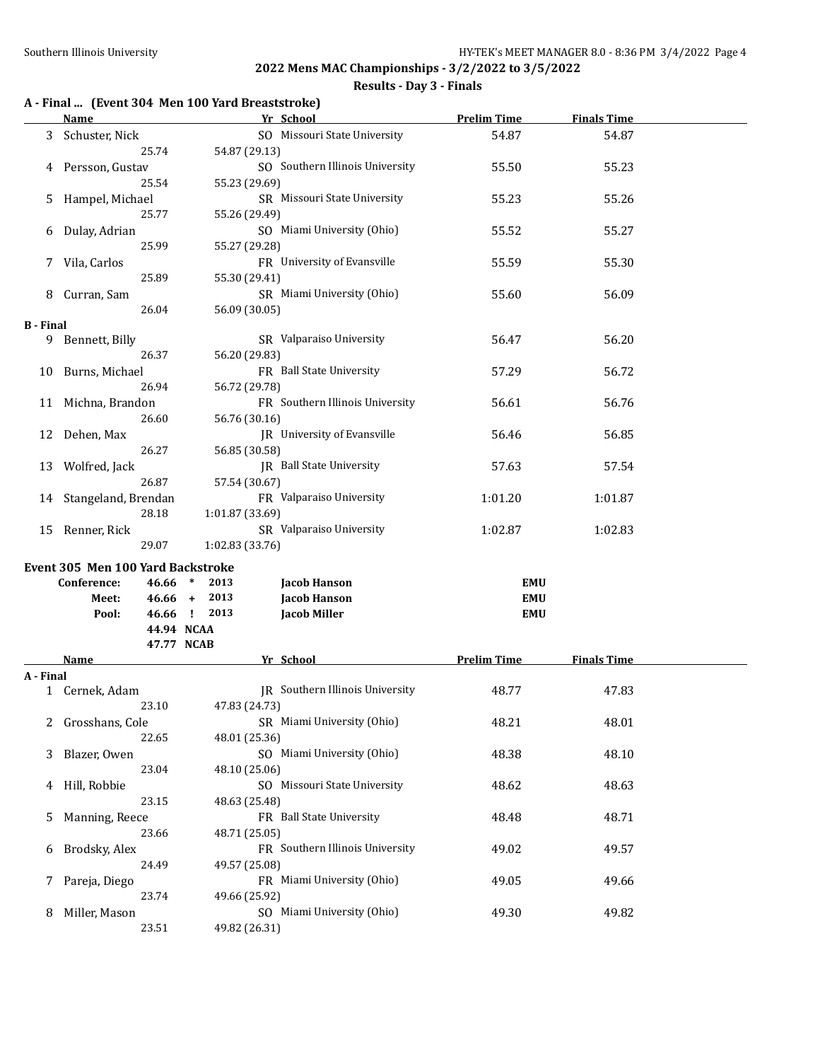## 2022 Mens MAC Championships - 3/2/2022 to 3/5/2022

### Results - Day 3 - Finals

### A - Final ... (Event 304 Men 100 Yard Breaststroke)

| | Name | Yr | School | Prelim Time | Finals Time |
|---|---|---|---|---|---|
| 3 | Schuster, Nick | SO | Missouri State University | 54.87 | 54.87 |
| | 25.74 | 54.87 (29.13) | | | |
| 4 | Persson, Gustav | SO | Southern Illinois University | 55.50 | 55.23 |
| | 25.54 | 55.23 (29.69) | | | |
| 5 | Hampel, Michael | SR | Missouri State University | 55.23 | 55.26 |
| | 25.77 | 55.26 (29.49) | | | |
| 6 | Dulay, Adrian | SO | Miami University (Ohio) | 55.52 | 55.27 |
| | 25.99 | 55.27 (29.28) | | | |
| 7 | Vila, Carlos | FR | University of Evansville | 55.59 | 55.30 |
| | 25.89 | 55.30 (29.41) | | | |
| 8 | Curran, Sam | SR | Miami University (Ohio) | 55.60 | 56.09 |
| | 26.04 | 56.09 (30.05) | | | |
| **B - Final** | | | | | |
| 9 | Bennett, Billy | SR | Valparaiso University | 56.47 | 56.20 |
| | 26.37 | 56.20 (29.83) | | | |
| 10 | Burns, Michael | FR | Ball State University | 57.29 | 56.72 |
| | 26.94 | 56.72 (29.78) | | | |
| 11 | Michna, Brandon | FR | Southern Illinois University | 56.61 | 56.76 |
| | 26.60 | 56.76 (30.16) | | | |
| 12 | Dehen, Max | JR | University of Evansville | 56.46 | 56.85 |
| | 26.27 | 56.85 (30.58) | | | |
| 13 | Wolfred, Jack | JR | Ball State University | 57.63 | 57.54 |
| | 26.87 | 57.54 (30.67) | | | |
| 14 | Stangeland, Brendan | FR | Valparaiso University | 1:01.20 | 1:01.87 |
| | 28.18 | 1:01.87 (33.69) | | | |
| 15 | Renner, Rick | SR | Valparaiso University | 1:02.87 | 1:02.83 |
| | 29.07 | 1:02.83 (33.76) | | | |

### Event 305 Men 100 Yard Backstroke

| | | | | |
|---|---|---|---|---|
| **Conference:** | 46.66 * | 2013 | **Jacob Hanson** | **EMU** |
| **Meet:** | 46.66 + | 2013 | **Jacob Hanson** | **EMU** |
| **Pool:** | 46.66 ! | 2013 | **Jacob Miller** | **EMU** |
| | 44.94 NCAA | | | |
| | 47.77 NCAB | | | |

| | Name | Yr | School | Prelim Time | Finals Time |
|---|---|---|---|---|---|
| **A - Final** | | | | | |
| 1 | Cernek, Adam | JR | Southern Illinois University | 48.77 | 47.83 |
| | 23.10 | 47.83 (24.73) | | | |
| 2 | Grosshans, Cole | SR | Miami University (Ohio) | 48.21 | 48.01 |
| | 22.65 | 48.01 (25.36) | | | |
| 3 | Blazer, Owen | SO | Miami University (Ohio) | 48.38 | 48.10 |
| | 23.04 | 48.10 (25.06) | | | |
| 4 | Hill, Robbie | SO | Missouri State University | 48.62 | 48.63 |
| | 23.15 | 48.63 (25.48) | | | |
| 5 | Manning, Reece | FR | Ball State University | 48.48 | 48.71 |
| | 23.66 | 48.71 (25.05) | | | |
| 6 | Brodsky, Alex | FR | Southern Illinois University | 49.02 | 49.57 |
| | 24.49 | 49.57 (25.08) | | | |
| 7 | Pareja, Diego | FR | Miami University (Ohio) | 49.05 | 49.66 |
| | 23.74 | 49.66 (25.92) | | | |
| 8 | Miller, Mason | SO | Miami University (Ohio) | 49.30 | 49.82 |
| | 23.51 | 49.82 (26.31) | | | |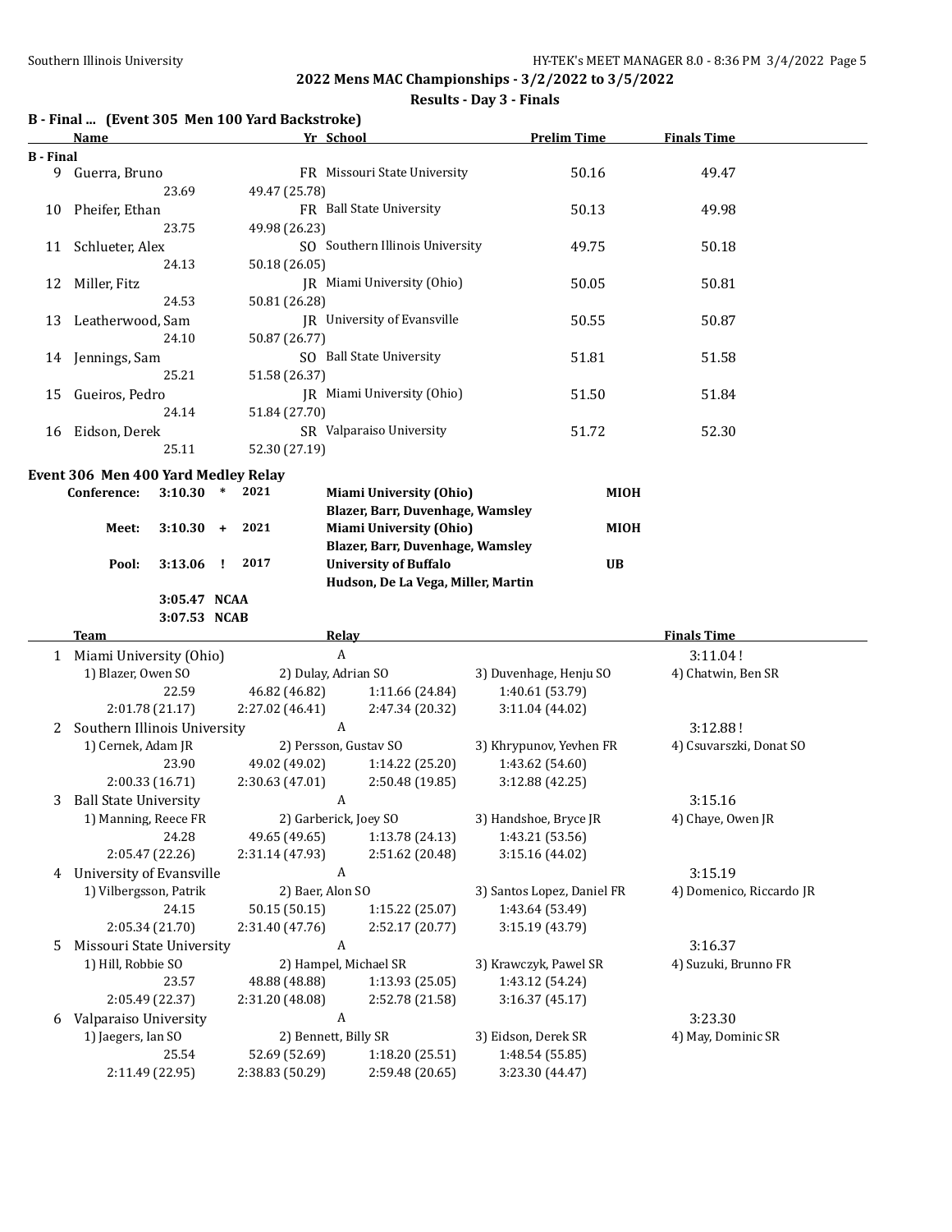## 2022 Mens MAC Championships - 3/2/2022 to 3/5/2022

### Results - Day 3 - Finals

### B - Final ... (Event 305 Men 100 Yard Backstroke)

| | Name | Yr | School | Prelim Time | Finals Time |
|---|---|---|---|---|---|
| **B - Final** | | | | | |
| 9 | Guerra, Bruno | FR | Missouri State University | 50.16 | 49.47 |
| | 23.69 | 49.47 (25.78) | | | |
| 10 | Pheifer, Ethan | FR | Ball State University | 50.13 | 49.98 |
| | 23.75 | 49.98 (26.23) | | | |
| 11 | Schlueter, Alex | SO | Southern Illinois University | 49.75 | 50.18 |
| | 24.13 | 50.18 (26.05) | | | |
| 12 | Miller, Fitz | JR | Miami University (Ohio) | 50.05 | 50.81 |
| | 24.53 | 50.81 (26.28) | | | |
| 13 | Leatherwood, Sam | JR | University of Evansville | 50.55 | 50.87 |
| | 24.10 | 50.87 (26.77) | | | |
| 14 | Jennings, Sam | SO | Ball State University | 51.81 | 51.58 |
| | 25.21 | 51.58 (26.37) | | | |
| 15 | Gueiros, Pedro | JR | Miami University (Ohio) | 51.50 | 51.84 |
| | 24.14 | 51.84 (27.70) | | | |
| 16 | Eidson, Derek | SR | Valparaiso University | 51.72 | 52.30 |
| | 25.11 | 52.30 (27.19) | | | |

### Event 306 Men 400 Yard Medley Relay

| | | | | | |
|---|---|---|---|---|---|
| Conference: | 3:10.30 | * | 2021 | **Miami University (Ohio)** Blazer, Barr, Duvenhage, Wamsley | MIOH |
| Meet: | 3:10.30 | + | 2021 | **Miami University (Ohio)** Blazer, Barr, Duvenhage, Wamsley | MIOH |
| Pool: | 3:13.06 | ! | 2017 | **University of Buffalo** Hudson, De La Vega, Miller, Martin | UB |
| | 3:05.47 | NCAA | | | |
| | 3:07.53 | NCAB | | | |

| | Team | Relay | | | Finals Time |
|---|---|---|---|---|---|
| 1 | Miami University (Ohio) | A | | | 3:11.04 ! |
| | 1) Blazer, Owen SO | 2) Dulay, Adrian SO | 3) Duvenhage, Henju SO | 4) Chatwin, Ben SR | |
| | 22.59 | 46.82 (46.82) | 1:11.66 (24.84) | 1:40.61 (53.79) | |
| | 2:01.78 (21.17) | 2:27.02 (46.41) | 2:47.34 (20.32) | 3:11.04 (44.02) | |
| 2 | Southern Illinois University | A | | | 3:12.88 ! |
| | 1) Cernek, Adam JR | 2) Persson, Gustav SO | 3) Khrypunov, Yevhen FR | 4) Csuvarszki, Donat SO | |
| | 23.90 | 49.02 (49.02) | 1:14.22 (25.20) | 1:43.62 (54.60) | |
| | 2:00.33 (16.71) | 2:30.63 (47.01) | 2:50.48 (19.85) | 3:12.88 (42.25) | |
| 3 | Ball State University | A | | | 3:15.16 |
| | 1) Manning, Reece FR | 2) Garberick, Joey SO | 3) Handshoe, Bryce JR | 4) Chaye, Owen JR | |
| | 24.28 | 49.65 (49.65) | 1:13.78 (24.13) | 1:43.21 (53.56) | |
| | 2:05.47 (22.26) | 2:31.14 (47.93) | 2:51.62 (20.48) | 3:15.16 (44.02) | |
| 4 | University of Evansville | A | | | 3:15.19 |
| | 1) Vilbergsson, Patrik | 2) Baer, Alon SO | 3) Santos Lopez, Daniel FR | 4) Domenico, Riccardo JR | |
| | 24.15 | 50.15 (50.15) | 1:15.22 (25.07) | 1:43.64 (53.49) | |
| | 2:05.34 (21.70) | 2:31.40 (47.76) | 2:52.17 (20.77) | 3:15.19 (43.79) | |
| 5 | Missouri State University | A | | | 3:16.37 |
| | 1) Hill, Robbie SO | 2) Hampel, Michael SR | 3) Krawczyk, Pawel SR | 4) Suzuki, Brunno FR | |
| | 23.57 | 48.88 (48.88) | 1:13.93 (25.05) | 1:43.12 (54.24) | |
| | 2:05.49 (22.37) | 2:31.20 (48.08) | 2:52.78 (21.58) | 3:16.37 (45.17) | |
| 6 | Valparaiso University | A | | | 3:23.30 |
| | 1) Jaegers, Ian SO | 2) Bennett, Billy SR | 3) Eidson, Derek SR | 4) May, Dominic SR | |
| | 25.54 | 52.69 (52.69) | 1:18.20 (25.51) | 1:48.54 (55.85) | |
| | 2:11.49 (22.95) | 2:38.83 (50.29) | 2:59.48 (20.65) | 3:23.30 (44.47) | |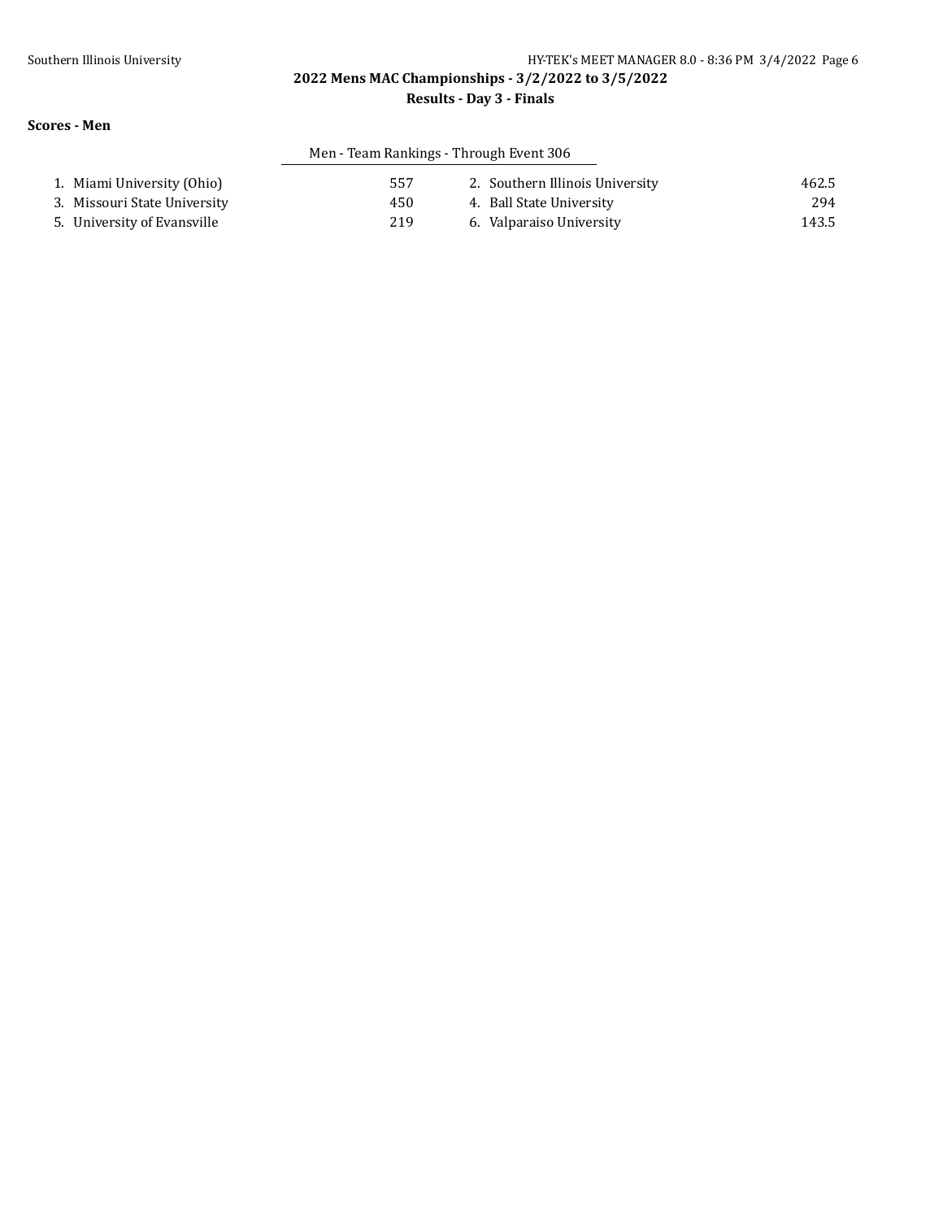**2022 Mens MAC Championships - 3/2/2022 to 3/5/2022**

**Results - Day 3 - Finals**

**Scores - Men**

Men - Team Rankings - Through Event 306

| Rank | Team | Score | Rank | Team | Score |
|---|---|---|---|---|---|
| 1. | Miami University (Ohio) | 557 | 2. | Southern Illinois University | 462.5 |
| 3. | Missouri State University | 450 | 4. | Ball State University | 294 |
| 5. | University of Evansville | 219 | 6. | Valparaiso University | 143.5 |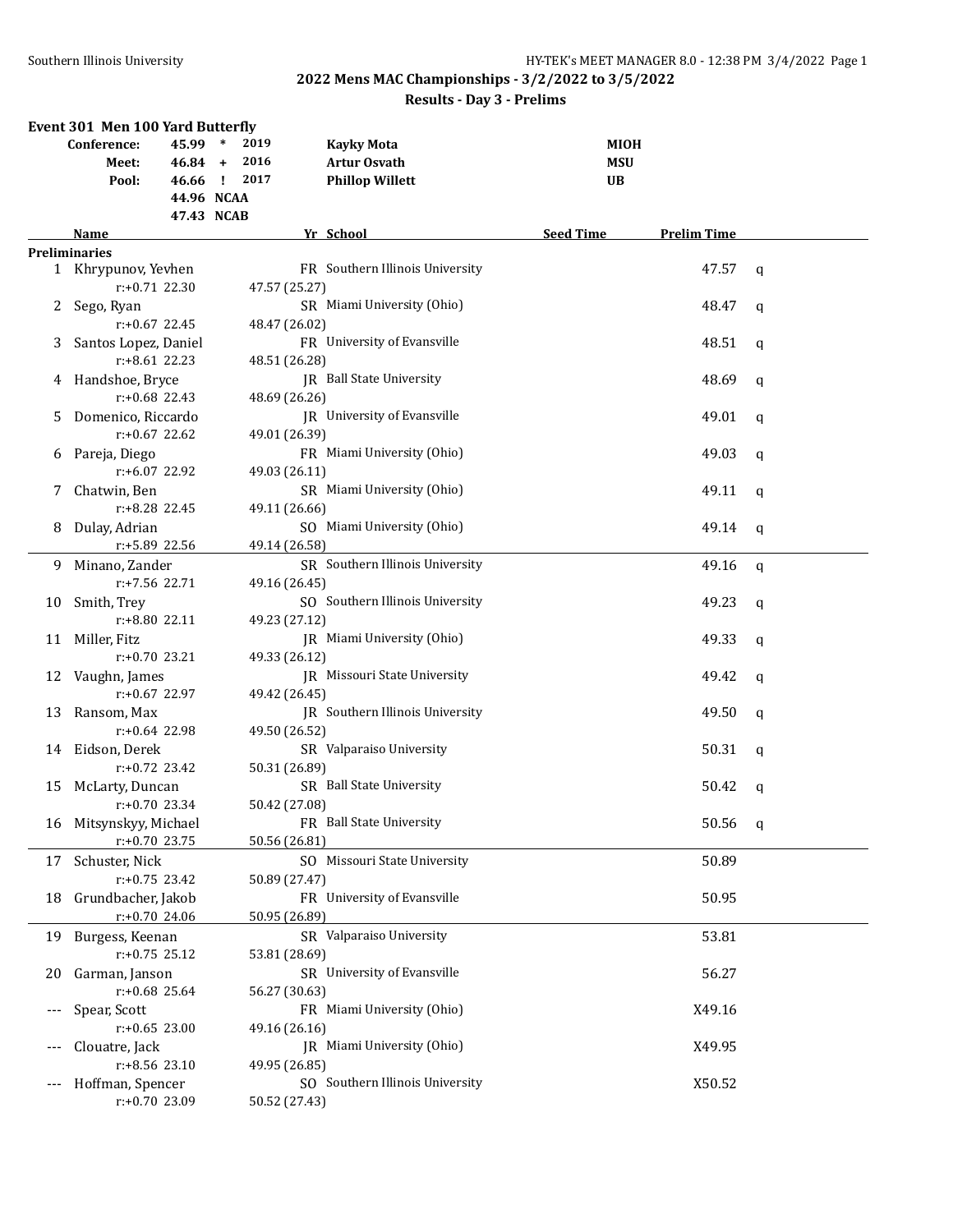## 2022 Mens MAC Championships - 3/2/2022 to 3/5/2022

### Results - Day 3 - Prelims

**Event 301 Men 100 Yard Butterfly**

| | | | | |
|---|---|---|---|---|
| Conference: | 45.99 * | 2019 | Kayky Mota | MIOH |
| Meet: | 46.84 + | 2016 | Artur Osvath | MSU |
| Pool: | 46.66 ! | 2017 | Phillop Willett | UB |
| | 44.96 NCAA | | | |
| | 47.43 NCAB | | | |

| | Name | Yr | School | Seed Time | Prelim Time | |
|---|---|---|---|---|---|---|
| **Preliminaries** | | | | | | |
| 1 | Khrypunov, Yevhen | FR | Southern Illinois University | | 47.57 | q |
| | r:+0.71 22.30 | 47.57 (25.27) | | | | |
| 2 | Sego, Ryan | SR | Miami University (Ohio) | | 48.47 | q |
| | r:+0.67 22.45 | 48.47 (26.02) | | | | |
| 3 | Santos Lopez, Daniel | FR | University of Evansville | | 48.51 | q |
| | r:+8.61 22.23 | 48.51 (26.28) | | | | |
| 4 | Handshoe, Bryce | JR | Ball State University | | 48.69 | q |
| | r:+0.68 22.43 | 48.69 (26.26) | | | | |
| 5 | Domenico, Riccardo | JR | University of Evansville | | 49.01 | q |
| | r:+0.67 22.62 | 49.01 (26.39) | | | | |
| 6 | Pareja, Diego | FR | Miami University (Ohio) | | 49.03 | q |
| | r:+6.07 22.92 | 49.03 (26.11) | | | | |
| 7 | Chatwin, Ben | SR | Miami University (Ohio) | | 49.11 | q |
| | r:+8.28 22.45 | 49.11 (26.66) | | | | |
| 8 | Dulay, Adrian | SO | Miami University (Ohio) | | 49.14 | q |
| | r:+5.89 22.56 | 49.14 (26.58) | | | | |
| 9 | Minano, Zander | SR | Southern Illinois University | | 49.16 | q |
| | r:+7.56 22.71 | 49.16 (26.45) | | | | |
| 10 | Smith, Trey | SO | Southern Illinois University | | 49.23 | q |
| | r:+8.80 22.11 | 49.23 (27.12) | | | | |
| 11 | Miller, Fitz | JR | Miami University (Ohio) | | 49.33 | q |
| | r:+0.70 23.21 | 49.33 (26.12) | | | | |
| 12 | Vaughn, James | JR | Missouri State University | | 49.42 | q |
| | r:+0.67 22.97 | 49.42 (26.45) | | | | |
| 13 | Ransom, Max | JR | Southern Illinois University | | 49.50 | q |
| | r:+0.64 22.98 | 49.50 (26.52) | | | | |
| 14 | Eidson, Derek | SR | Valparaiso University | | 50.31 | q |
| | r:+0.72 23.42 | 50.31 (26.89) | | | | |
| 15 | McLarty, Duncan | SR | Ball State University | | 50.42 | q |
| | r:+0.70 23.34 | 50.42 (27.08) | | | | |
| 16 | Mitsynskyy, Michael | FR | Ball State University | | 50.56 | q |
| | r:+0.70 23.75 | 50.56 (26.81) | | | | |
| 17 | Schuster, Nick | SO | Missouri State University | | 50.89 | |
| | r:+0.75 23.42 | 50.89 (27.47) | | | | |
| 18 | Grundbacher, Jakob | FR | University of Evansville | | 50.95 | |
| | r:+0.70 24.06 | 50.95 (26.89) | | | | |
| 19 | Burgess, Keenan | SR | Valparaiso University | | 53.81 | |
| | r:+0.75 25.12 | 53.81 (28.69) | | | | |
| 20 | Garman, Janson | SR | University of Evansville | | 56.27 | |
| | r:+0.68 25.64 | 56.27 (30.63) | | | | |
| --- | Spear, Scott | FR | Miami University (Ohio) | | X49.16 | |
| | r:+0.65 23.00 | 49.16 (26.16) | | | | |
| --- | Clouatre, Jack | JR | Miami University (Ohio) | | X49.95 | |
| | r:+8.56 23.10 | 49.95 (26.85) | | | | |
| --- | Hoffman, Spencer | SO | Southern Illinois University | | X50.52 | |
| | r:+0.70 23.09 | 50.52 (27.43) | | | | |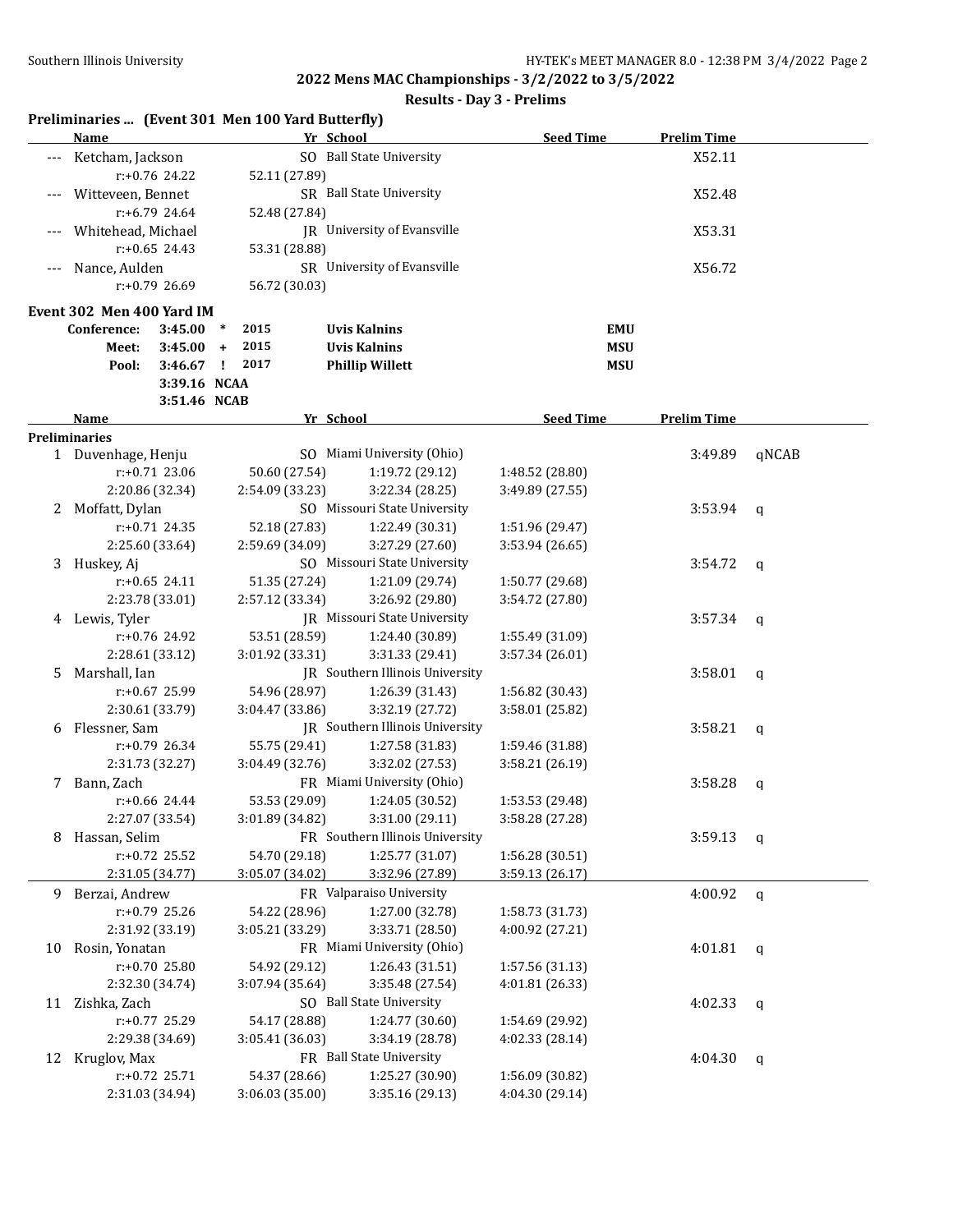## 2022 Mens MAC Championships - 3/2/2022 to 3/5/2022

### Results - Day 3 - Prelims

**Preliminaries ... (Event 301 Men 100 Yard Butterfly)**

| | Name | Yr | School | Seed Time | Prelim Time | |
|---|---|---|---|---|---|---|
| --- | Ketcham, Jackson | SO | Ball State University | | X52.11 | |
| | r:+0.76 24.22 | 52.11 (27.89) | | | | |
| --- | Witteveen, Bennet | SR | Ball State University | | X52.48 | |
| | r:+6.79 24.64 | 52.48 (27.84) | | | | |
| --- | Whitehead, Michael | JR | University of Evansville | | X53.31 | |
| | r:+0.65 24.43 | 53.31 (28.88) | | | | |
| --- | Nance, Aulden | SR | University of Evansville | | X56.72 | |
| | r:+0.79 26.69 | 56.72 (30.03) | | | | |

**Event 302 Men 400 Yard IM**

| | | | | | |
|---|---|---|---|---|---|
| Conference: | 3:45.00 | * | 2015 | Uvis Kalnins | EMU |
| Meet: | 3:45.00 | + | 2015 | Uvis Kalnins | MSU |
| Pool: | 3:46.67 | ! | 2017 | Phillip Willett | MSU |
| | 3:39.16 | NCAA | | | |
| | 3:51.46 | NCAB | | | |

**Preliminaries**

| | Name | Yr | School | Seed Time | Prelim Time | |
|---|---|---|---|---|---|---|
| 1 | Duvenhage, Henju | SO | Miami University (Ohio) | | 3:49.89 | qNCAB |
| | r:+0.71 23.06 | 50.60 (27.54) | 1:19.72 (29.12) | 1:48.52 (28.80) | | |
| | 2:20.86 (32.34) | 2:54.09 (33.23) | 3:22.34 (28.25) | 3:49.89 (27.55) | | |
| 2 | Moffatt, Dylan | SO | Missouri State University | | 3:53.94 | q |
| | r:+0.71 24.35 | 52.18 (27.83) | 1:22.49 (30.31) | 1:51.96 (29.47) | | |
| | 2:25.60 (33.64) | 2:59.69 (34.09) | 3:27.29 (27.60) | 3:53.94 (26.65) | | |
| 3 | Huskey, Aj | SO | Missouri State University | | 3:54.72 | q |
| | r:+0.65 24.11 | 51.35 (27.24) | 1:21.09 (29.74) | 1:50.77 (29.68) | | |
| | 2:23.78 (33.01) | 2:57.12 (33.34) | 3:26.92 (29.80) | 3:54.72 (27.80) | | |
| 4 | Lewis, Tyler | JR | Missouri State University | | 3:57.34 | q |
| | r:+0.76 24.92 | 53.51 (28.59) | 1:24.40 (30.89) | 1:55.49 (31.09) | | |
| | 2:28.61 (33.12) | 3:01.92 (33.31) | 3:31.33 (29.41) | 3:57.34 (26.01) | | |
| 5 | Marshall, Ian | JR | Southern Illinois University | | 3:58.01 | q |
| | r:+0.67 25.99 | 54.96 (28.97) | 1:26.39 (31.43) | 1:56.82 (30.43) | | |
| | 2:30.61 (33.79) | 3:04.47 (33.86) | 3:32.19 (27.72) | 3:58.01 (25.82) | | |
| 6 | Flessner, Sam | JR | Southern Illinois University | | 3:58.21 | q |
| | r:+0.79 26.34 | 55.75 (29.41) | 1:27.58 (31.83) | 1:59.46 (31.88) | | |
| | 2:31.73 (32.27) | 3:04.49 (32.76) | 3:32.02 (27.53) | 3:58.21 (26.19) | | |
| 7 | Bann, Zach | FR | Miami University (Ohio) | | 3:58.28 | q |
| | r:+0.66 24.44 | 53.53 (29.09) | 1:24.05 (30.52) | 1:53.53 (29.48) | | |
| | 2:27.07 (33.54) | 3:01.89 (34.82) | 3:31.00 (29.11) | 3:58.28 (27.28) | | |
| 8 | Hassan, Selim | FR | Southern Illinois University | | 3:59.13 | q |
| | r:+0.72 25.52 | 54.70 (29.18) | 1:25.77 (31.07) | 1:56.28 (30.51) | | |
| | 2:31.05 (34.77) | 3:05.07 (34.02) | 3:32.96 (27.89) | 3:59.13 (26.17) | | |
| 9 | Berzai, Andrew | FR | Valparaiso University | | 4:00.92 | q |
| | r:+0.79 25.26 | 54.22 (28.96) | 1:27.00 (32.78) | 1:58.73 (31.73) | | |
| | 2:31.92 (33.19) | 3:05.21 (33.29) | 3:33.71 (28.50) | 4:00.92 (27.21) | | |
| 10 | Rosin, Yonatan | FR | Miami University (Ohio) | | 4:01.81 | q |
| | r:+0.70 25.80 | 54.92 (29.12) | 1:26.43 (31.51) | 1:57.56 (31.13) | | |
| | 2:32.30 (34.74) | 3:07.94 (35.64) | 3:35.48 (27.54) | 4:01.81 (26.33) | | |
| 11 | Zishka, Zach | SO | Ball State University | | 4:02.33 | q |
| | r:+0.77 25.29 | 54.17 (28.88) | 1:24.77 (30.60) | 1:54.69 (29.92) | | |
| | 2:29.38 (34.69) | 3:05.41 (36.03) | 3:34.19 (28.78) | 4:02.33 (28.14) | | |
| 12 | Kruglov, Max | FR | Ball State University | | 4:04.30 | q |
| | r:+0.72 25.71 | 54.37 (28.66) | 1:25.27 (30.90) | 1:56.09 (30.82) | | |
| | 2:31.03 (34.94) | 3:06.03 (35.00) | 3:35.16 (29.13) | 4:04.30 (29.14) | | |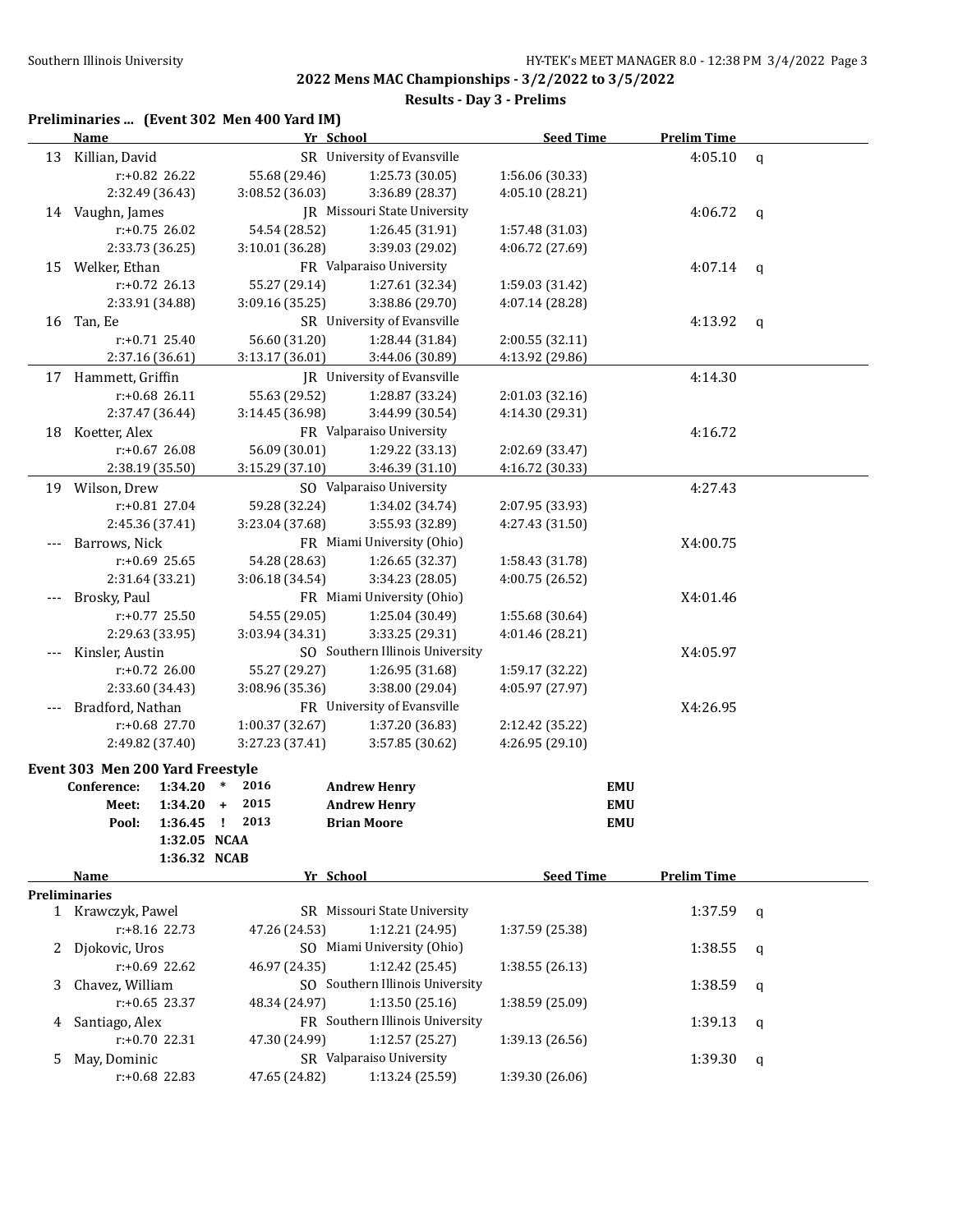## 2022 Mens MAC Championships - 3/2/2022 to 3/5/2022

### Results - Day 3 - Prelims

**Preliminaries ... (Event 302 Men 400 Yard IM)**

| | Name | Yr | School | Seed Time | Prelim Time | |
|---|---|---|---|---|---|---|
| 13 | Killian, David | SR | University of Evansville | | 4:05.10 | q |
| | r:+0.82 26.22 | 55.68 (29.46) | 1:25.73 (30.05) | 1:56.06 (30.33) | | |
| | 2:32.49 (36.43) | 3:08.52 (36.03) | 3:36.89 (28.37) | 4:05.10 (28.21) | | |
| 14 | Vaughn, James | JR | Missouri State University | | 4:06.72 | q |
| | r:+0.75 26.02 | 54.54 (28.52) | 1:26.45 (31.91) | 1:57.48 (31.03) | | |
| | 2:33.73 (36.25) | 3:10.01 (36.28) | 3:39.03 (29.02) | 4:06.72 (27.69) | | |
| 15 | Welker, Ethan | FR | Valparaiso University | | 4:07.14 | q |
| | r:+0.72 26.13 | 55.27 (29.14) | 1:27.61 (32.34) | 1:59.03 (31.42) | | |
| | 2:33.91 (34.88) | 3:09.16 (35.25) | 3:38.86 (29.70) | 4:07.14 (28.28) | | |
| 16 | Tan, Ee | SR | University of Evansville | | 4:13.92 | q |
| | r:+0.71 25.40 | 56.60 (31.20) | 1:28.44 (31.84) | 2:00.55 (32.11) | | |
| | 2:37.16 (36.61) | 3:13.17 (36.01) | 3:44.06 (30.89) | 4:13.92 (29.86) | | |
| 17 | Hammett, Griffin | JR | University of Evansville | | 4:14.30 | |
| | r:+0.68 26.11 | 55.63 (29.52) | 1:28.87 (33.24) | 2:01.03 (32.16) | | |
| | 2:37.47 (36.44) | 3:14.45 (36.98) | 3:44.99 (30.54) | 4:14.30 (29.31) | | |
| 18 | Koetter, Alex | FR | Valparaiso University | | 4:16.72 | |
| | r:+0.67 26.08 | 56.09 (30.01) | 1:29.22 (33.13) | 2:02.69 (33.47) | | |
| | 2:38.19 (35.50) | 3:15.29 (37.10) | 3:46.39 (31.10) | 4:16.72 (30.33) | | |
| 19 | Wilson, Drew | SO | Valparaiso University | | 4:27.43 | |
| | r:+0.81 27.04 | 59.28 (32.24) | 1:34.02 (34.74) | 2:07.95 (33.93) | | |
| | 2:45.36 (37.41) | 3:23.04 (37.68) | 3:55.93 (32.89) | 4:27.43 (31.50) | | |
| --- | Barrows, Nick | FR | Miami University (Ohio) | | X4:00.75 | |
| | r:+0.69 25.65 | 54.28 (28.63) | 1:26.65 (32.37) | 1:58.43 (31.78) | | |
| | 2:31.64 (33.21) | 3:06.18 (34.54) | 3:34.23 (28.05) | 4:00.75 (26.52) | | |
| --- | Brosky, Paul | FR | Miami University (Ohio) | | X4:01.46 | |
| | r:+0.77 25.50 | 54.55 (29.05) | 1:25.04 (30.49) | 1:55.68 (30.64) | | |
| | 2:29.63 (33.95) | 3:03.94 (34.31) | 3:33.25 (29.31) | 4:01.46 (28.21) | | |
| --- | Kinsler, Austin | SO | Southern Illinois University | | X4:05.97 | |
| | r:+0.72 26.00 | 55.27 (29.27) | 1:26.95 (31.68) | 1:59.17 (32.22) | | |
| | 2:33.60 (34.43) | 3:08.96 (35.36) | 3:38.00 (29.04) | 4:05.97 (27.97) | | |
| --- | Bradford, Nathan | FR | University of Evansville | | X4:26.95 | |
| | r:+0.68 27.70 | 1:00.37 (32.67) | 1:37.20 (36.83) | 2:12.42 (35.22) | | |
| | 2:49.82 (37.40) | 3:27.23 (37.41) | 3:57.85 (30.62) | 4:26.95 (29.10) | | |

**Event 303 Men 200 Yard Freestyle**

| | Time | | Year | Name | School |
|---|---|---|---|---|---|
| Conference: | 1:34.20 | * | 2016 | Andrew Henry | EMU |
| Meet: | 1:34.20 | + | 2015 | Andrew Henry | EMU |
| Pool: | 1:36.45 | ! | 2013 | Brian Moore | EMU |
| | 1:32.05 | NCAA | | | |
| | 1:36.32 | NCAB | | | |

**Preliminaries**

| | Name | Yr | School | Seed Time | Prelim Time | |
|---|---|---|---|---|---|---|
| 1 | Krawczyk, Pawel | SR | Missouri State University | | 1:37.59 | q |
| | r:+8.16 22.73 | 47.26 (24.53) | 1:12.21 (24.95) | 1:37.59 (25.38) | | |
| 2 | Djokovic, Uros | SO | Miami University (Ohio) | | 1:38.55 | q |
| | r:+0.69 22.62 | 46.97 (24.35) | 1:12.42 (25.45) | 1:38.55 (26.13) | | |
| 3 | Chavez, William | SO | Southern Illinois University | | 1:38.59 | q |
| | r:+0.65 23.37 | 48.34 (24.97) | 1:13.50 (25.16) | 1:38.59 (25.09) | | |
| 4 | Santiago, Alex | FR | Southern Illinois University | | 1:39.13 | q |
| | r:+0.70 22.31 | 47.30 (24.99) | 1:12.57 (25.27) | 1:39.13 (26.56) | | |
| 5 | May, Dominic | SR | Valparaiso University | | 1:39.30 | q |
| | r:+0.68 22.83 | 47.65 (24.82) | 1:13.24 (25.59) | 1:39.30 (26.06) | | |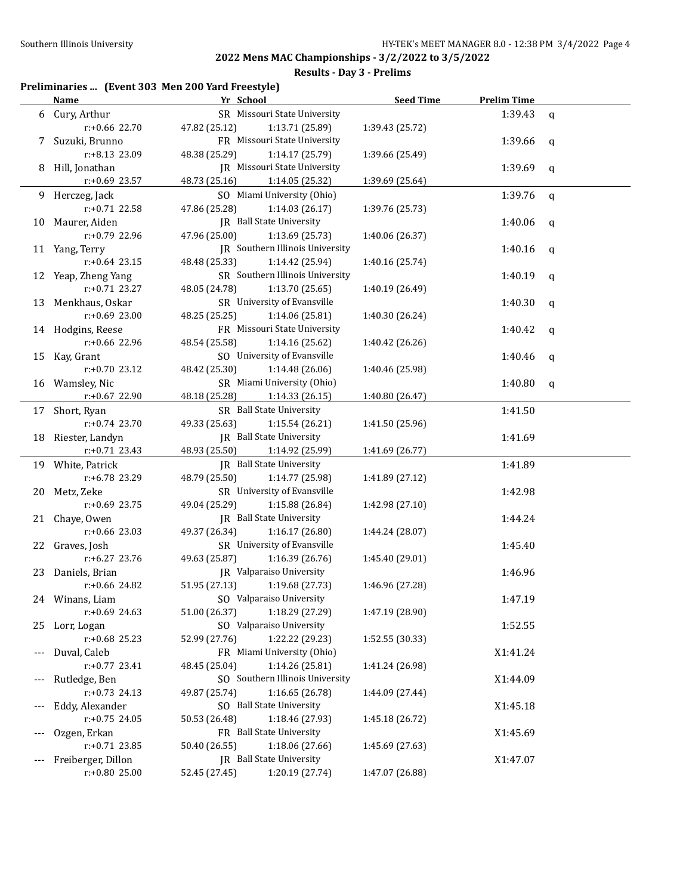## 2022 Mens MAC Championships - 3/2/2022 to 3/5/2022

### Results - Day 3 - Prelims

**Preliminaries ... (Event 303 Men 200 Yard Freestyle)**

| | Name | Yr | School | Seed Time | Prelim Time | |
|---|---|---|---|---|---|---|
| 6 | Cury, Arthur | SR | Missouri State University | | 1:39.43 | q |
| | r:+0.66 22.70 | 47.82 (25.12) | 1:13.71 (25.89) | 1:39.43 (25.72) | | |
| 7 | Suzuki, Brunno | FR | Missouri State University | | 1:39.66 | q |
| | r:+8.13 23.09 | 48.38 (25.29) | 1:14.17 (25.79) | 1:39.66 (25.49) | | |
| 8 | Hill, Jonathan | JR | Missouri State University | | 1:39.69 | q |
| | r:+0.69 23.57 | 48.73 (25.16) | 1:14.05 (25.32) | 1:39.69 (25.64) | | |
| 9 | Herczeg, Jack | SO | Miami University (Ohio) | | 1:39.76 | q |
| | r:+0.71 22.58 | 47.86 (25.28) | 1:14.03 (26.17) | 1:39.76 (25.73) | | |
| 10 | Maurer, Aiden | JR | Ball State University | | 1:40.06 | q |
| | r:+0.79 22.96 | 47.96 (25.00) | 1:13.69 (25.73) | 1:40.06 (26.37) | | |
| 11 | Yang, Terry | JR | Southern Illinois University | | 1:40.16 | q |
| | r:+0.64 23.15 | 48.48 (25.33) | 1:14.42 (25.94) | 1:40.16 (25.74) | | |
| 12 | Yeap, Zheng Yang | SR | Southern Illinois University | | 1:40.19 | q |
| | r:+0.71 23.27 | 48.05 (24.78) | 1:13.70 (25.65) | 1:40.19 (26.49) | | |
| 13 | Menkhaus, Oskar | SR | University of Evansville | | 1:40.30 | q |
| | r:+0.69 23.00 | 48.25 (25.25) | 1:14.06 (25.81) | 1:40.30 (26.24) | | |
| 14 | Hodgins, Reese | FR | Missouri State University | | 1:40.42 | q |
| | r:+0.66 22.96 | 48.54 (25.58) | 1:14.16 (25.62) | 1:40.42 (26.26) | | |
| 15 | Kay, Grant | SO | University of Evansville | | 1:40.46 | q |
| | r:+0.70 23.12 | 48.42 (25.30) | 1:14.48 (26.06) | 1:40.46 (25.98) | | |
| 16 | Wamsley, Nic | SR | Miami University (Ohio) | | 1:40.80 | q |
| | r:+0.67 22.90 | 48.18 (25.28) | 1:14.33 (26.15) | 1:40.80 (26.47) | | |
| 17 | Short, Ryan | SR | Ball State University | | 1:41.50 | |
| | r:+0.74 23.70 | 49.33 (25.63) | 1:15.54 (26.21) | 1:41.50 (25.96) | | |
| 18 | Riester, Landyn | JR | Ball State University | | 1:41.69 | |
| | r:+0.71 23.43 | 48.93 (25.50) | 1:14.92 (25.99) | 1:41.69 (26.77) | | |
| 19 | White, Patrick | JR | Ball State University | | 1:41.89 | |
| | r:+6.78 23.29 | 48.79 (25.50) | 1:14.77 (25.98) | 1:41.89 (27.12) | | |
| 20 | Metz, Zeke | SR | University of Evansville | | 1:42.98 | |
| | r:+0.69 23.75 | 49.04 (25.29) | 1:15.88 (26.84) | 1:42.98 (27.10) | | |
| 21 | Chaye, Owen | JR | Ball State University | | 1:44.24 | |
| | r:+0.66 23.03 | 49.37 (26.34) | 1:16.17 (26.80) | 1:44.24 (28.07) | | |
| 22 | Graves, Josh | SR | University of Evansville | | 1:45.40 | |
| | r:+6.27 23.76 | 49.63 (25.87) | 1:16.39 (26.76) | 1:45.40 (29.01) | | |
| 23 | Daniels, Brian | JR | Valparaiso University | | 1:46.96 | |
| | r:+0.66 24.82 | 51.95 (27.13) | 1:19.68 (27.73) | 1:46.96 (27.28) | | |
| 24 | Winans, Liam | SO | Valparaiso University | | 1:47.19 | |
| | r:+0.69 24.63 | 51.00 (26.37) | 1:18.29 (27.29) | 1:47.19 (28.90) | | |
| 25 | Lorr, Logan | SO | Valparaiso University | | 1:52.55 | |
| | r:+0.68 25.23 | 52.99 (27.76) | 1:22.22 (29.23) | 1:52.55 (30.33) | | |
| --- | Duval, Caleb | FR | Miami University (Ohio) | | X1:41.24 | |
| | r:+0.77 23.41 | 48.45 (25.04) | 1:14.26 (25.81) | 1:41.24 (26.98) | | |
| --- | Rutledge, Ben | SO | Southern Illinois University | | X1:44.09 | |
| | r:+0.73 24.13 | 49.87 (25.74) | 1:16.65 (26.78) | 1:44.09 (27.44) | | |
| --- | Eddy, Alexander | SO | Ball State University | | X1:45.18 | |
| | r:+0.75 24.05 | 50.53 (26.48) | 1:18.46 (27.93) | 1:45.18 (26.72) | | |
| --- | Ozgen, Erkan | FR | Ball State University | | X1:45.69 | |
| | r:+0.71 23.85 | 50.40 (26.55) | 1:18.06 (27.66) | 1:45.69 (27.63) | | |
| --- | Freiberger, Dillon | JR | Ball State University | | X1:47.07 | |
| | r:+0.80 25.00 | 52.45 (27.45) | 1:20.19 (27.74) | 1:47.07 (26.88) | | |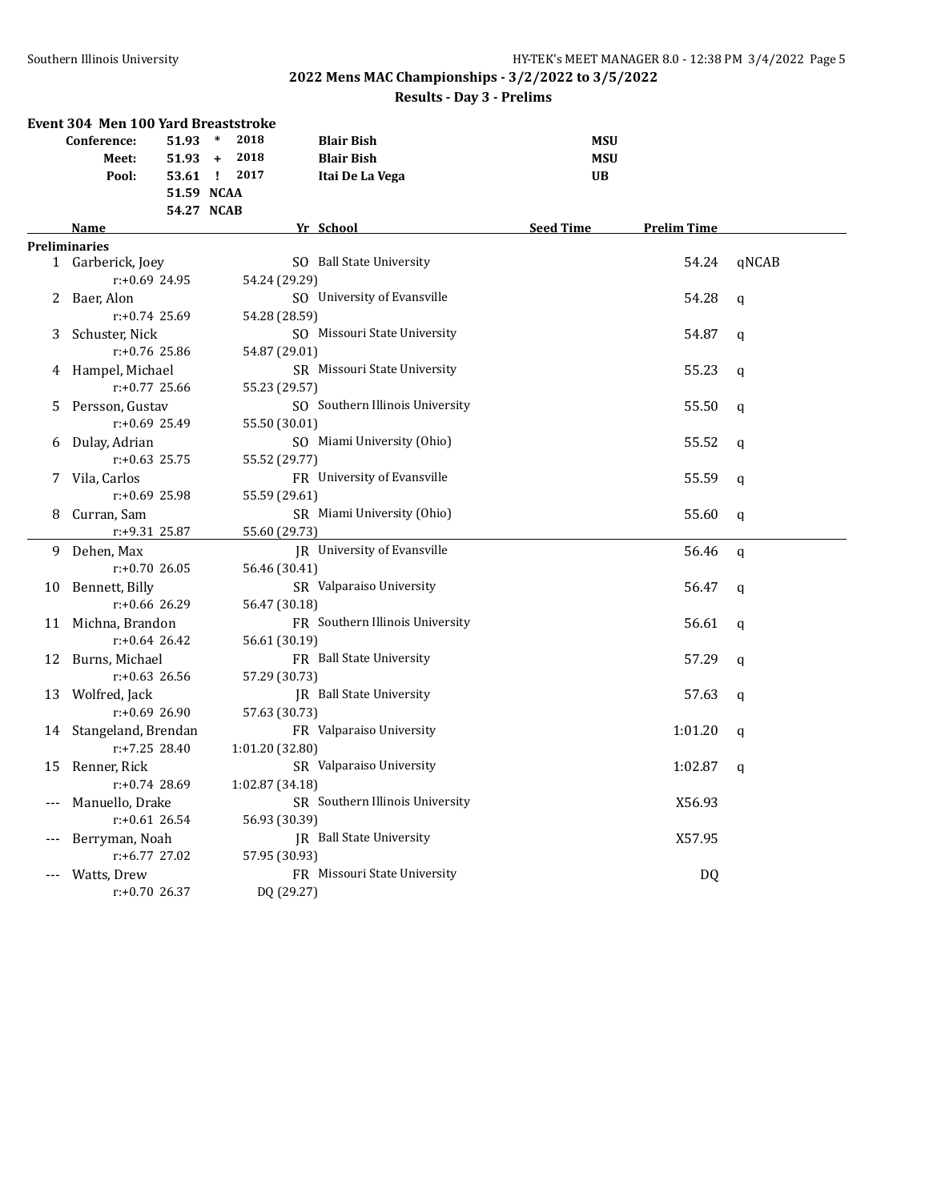## 2022 Mens MAC Championships - 3/2/2022 to 3/5/2022

### Results - Day 3 - Prelims

### Event 304 Men 100 Yard Breaststroke

| Record | Time | Mark | Year | Name | School |
|---|---|---|---|---|---|
| Conference: | 51.93 | * | 2018 | Blair Bish | MSU |
| Meet: | 51.93 | + | 2018 | Blair Bish | MSU |
| Pool: | 53.61 | ! | 2017 | Itai De La Vega | UB |
| | 51.59 | NCAA | | | |
| | 54.27 | NCAB | | | |

| Place | Name | Yr | School | Seed Time | Prelim Time | |
|---|---|---|---|---|---|---|
| **Preliminaries** | | | | | | |
| 1 | Garberick, Joey | SO | Ball State University | | 54.24 | qNCAB |
| | r:+0.69 24.95 | | 54.24 (29.29) | | | |
| 2 | Baer, Alon | SO | University of Evansville | | 54.28 | q |
| | r:+0.74 25.69 | | 54.28 (28.59) | | | |
| 3 | Schuster, Nick | SO | Missouri State University | | 54.87 | q |
| | r:+0.76 25.86 | | 54.87 (29.01) | | | |
| 4 | Hampel, Michael | SR | Missouri State University | | 55.23 | q |
| | r:+0.77 25.66 | | 55.23 (29.57) | | | |
| 5 | Persson, Gustav | SO | Southern Illinois University | | 55.50 | q |
| | r:+0.69 25.49 | | 55.50 (30.01) | | | |
| 6 | Dulay, Adrian | SO | Miami University (Ohio) | | 55.52 | q |
| | r:+0.63 25.75 | | 55.52 (29.77) | | | |
| 7 | Vila, Carlos | FR | University of Evansville | | 55.59 | q |
| | r:+0.69 25.98 | | 55.59 (29.61) | | | |
| 8 | Curran, Sam | SR | Miami University (Ohio) | | 55.60 | q |
| | r:+9.31 25.87 | | 55.60 (29.73) | | | |
| 9 | Dehen, Max | JR | University of Evansville | | 56.46 | q |
| | r:+0.70 26.05 | | 56.46 (30.41) | | | |
| 10 | Bennett, Billy | SR | Valparaiso University | | 56.47 | q |
| | r:+0.66 26.29 | | 56.47 (30.18) | | | |
| 11 | Michna, Brandon | FR | Southern Illinois University | | 56.61 | q |
| | r:+0.64 26.42 | | 56.61 (30.19) | | | |
| 12 | Burns, Michael | FR | Ball State University | | 57.29 | q |
| | r:+0.63 26.56 | | 57.29 (30.73) | | | |
| 13 | Wolfred, Jack | JR | Ball State University | | 57.63 | q |
| | r:+0.69 26.90 | | 57.63 (30.73) | | | |
| 14 | Stangeland, Brendan | FR | Valparaiso University | | 1:01.20 | q |
| | r:+7.25 28.40 | | 1:01.20 (32.80) | | | |
| 15 | Renner, Rick | SR | Valparaiso University | | 1:02.87 | q |
| | r:+0.74 28.69 | | 1:02.87 (34.18) | | | |
| --- | Manuello, Drake | SR | Southern Illinois University | | X56.93 | |
| | r:+0.61 26.54 | | 56.93 (30.39) | | | |
| --- | Berryman, Noah | JR | Ball State University | | X57.95 | |
| | r:+6.77 27.02 | | 57.95 (30.93) | | | |
| --- | Watts, Drew | FR | Missouri State University | | DQ | |
| | r:+0.70 26.37 | | DQ (29.27) | | | |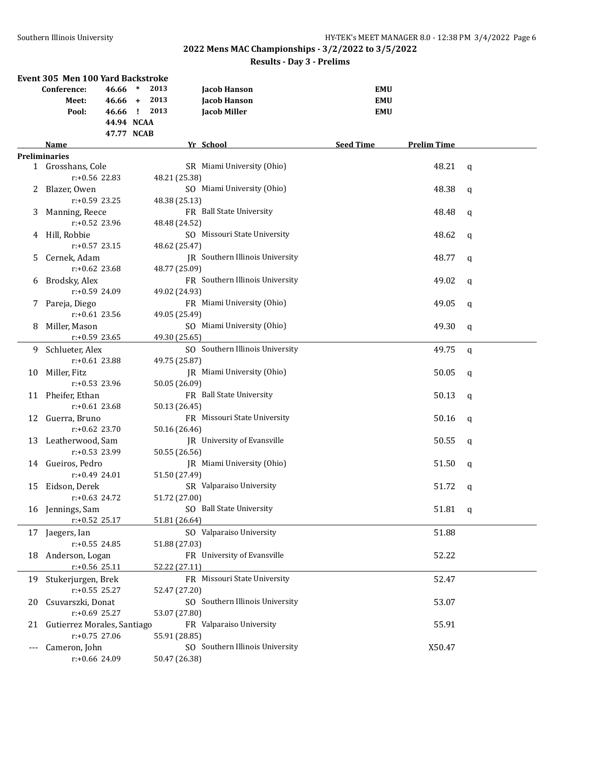## 2022 Mens MAC Championships - 3/2/2022 to 3/5/2022

### Results - Day 3 - Prelims

**Event 305 Men 100 Yard Backstroke**

| | | | | |
|---|---|---|---|---|
| Conference: | 46.66 * | 2013 | Jacob Hanson | EMU |
| Meet: | 46.66 + | 2013 | Jacob Hanson | EMU |
| Pool: | 46.66 ! | 2013 | Jacob Miller | EMU |
| | 44.94 NCAA | | | |
| | 47.77 NCAB | | | |

| | Name | Yr | School | Seed Time | Prelim Time | |
|---|---|---|---|---|---|---|
| **Preliminaries** | | | | | | |
| 1 | Grosshans, Cole | SR | Miami University (Ohio) | | 48.21 | q |
| | r:+0.56 22.83 | 48.21 (25.38) | | | | |
| 2 | Blazer, Owen | SO | Miami University (Ohio) | | 48.38 | q |
| | r:+0.59 23.25 | 48.38 (25.13) | | | | |
| 3 | Manning, Reece | FR | Ball State University | | 48.48 | q |
| | r:+0.52 23.96 | 48.48 (24.52) | | | | |
| 4 | Hill, Robbie | SO | Missouri State University | | 48.62 | q |
| | r:+0.57 23.15 | 48.62 (25.47) | | | | |
| 5 | Cernek, Adam | JR | Southern Illinois University | | 48.77 | q |
| | r:+0.62 23.68 | 48.77 (25.09) | | | | |
| 6 | Brodsky, Alex | FR | Southern Illinois University | | 49.02 | q |
| | r:+0.59 24.09 | 49.02 (24.93) | | | | |
| 7 | Pareja, Diego | FR | Miami University (Ohio) | | 49.05 | q |
| | r:+0.61 23.56 | 49.05 (25.49) | | | | |
| 8 | Miller, Mason | SO | Miami University (Ohio) | | 49.30 | q |
| | r:+0.59 23.65 | 49.30 (25.65) | | | | |
| 9 | Schlueter, Alex | SO | Southern Illinois University | | 49.75 | q |
| | r:+0.61 23.88 | 49.75 (25.87) | | | | |
| 10 | Miller, Fitz | JR | Miami University (Ohio) | | 50.05 | q |
| | r:+0.53 23.96 | 50.05 (26.09) | | | | |
| 11 | Pheifer, Ethan | FR | Ball State University | | 50.13 | q |
| | r:+0.61 23.68 | 50.13 (26.45) | | | | |
| 12 | Guerra, Bruno | FR | Missouri State University | | 50.16 | q |
| | r:+0.62 23.70 | 50.16 (26.46) | | | | |
| 13 | Leatherwood, Sam | JR | University of Evansville | | 50.55 | q |
| | r:+0.53 23.99 | 50.55 (26.56) | | | | |
| 14 | Gueiros, Pedro | JR | Miami University (Ohio) | | 51.50 | q |
| | r:+0.49 24.01 | 51.50 (27.49) | | | | |
| 15 | Eidson, Derek | SR | Valparaiso University | | 51.72 | q |
| | r:+0.63 24.72 | 51.72 (27.00) | | | | |
| 16 | Jennings, Sam | SO | Ball State University | | 51.81 | q |
| | r:+0.52 25.17 | 51.81 (26.64) | | | | |
| 17 | Jaegers, Ian | SO | Valparaiso University | | 51.88 | |
| | r:+0.55 24.85 | 51.88 (27.03) | | | | |
| 18 | Anderson, Logan | FR | University of Evansville | | 52.22 | |
| | r:+0.56 25.11 | 52.22 (27.11) | | | | |
| 19 | Stukerjurgen, Brek | FR | Missouri State University | | 52.47 | |
| | r:+0.55 25.27 | 52.47 (27.20) | | | | |
| 20 | Csuvarszki, Donat | SO | Southern Illinois University | | 53.07 | |
| | r:+0.69 25.27 | 53.07 (27.80) | | | | |
| 21 | Gutierrez Morales, Santiago | FR | Valparaiso University | | 55.91 | |
| | r:+0.75 27.06 | 55.91 (28.85) | | | | |
| --- | Cameron, John | SO | Southern Illinois University | | X50.47 | |
| | r:+0.66 24.09 | 50.47 (26.38) | | | | |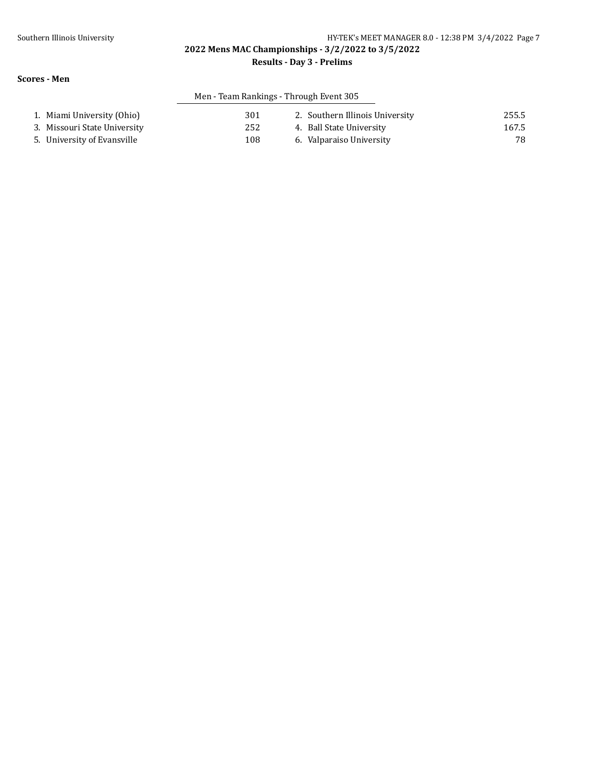**Scores - Men**

Men - Team Rankings - Through Event 305

| Rank | Team | Score | Rank | Team | Score |
|---|---|---|---|---|---|
| 1. | Miami University (Ohio) | 301 | 2. | Southern Illinois University | 255.5 |
| 3. | Missouri State University | 252 | 4. | Ball State University | 167.5 |
| 5. | University of Evansville | 108 | 6. | Valparaiso University | 78 |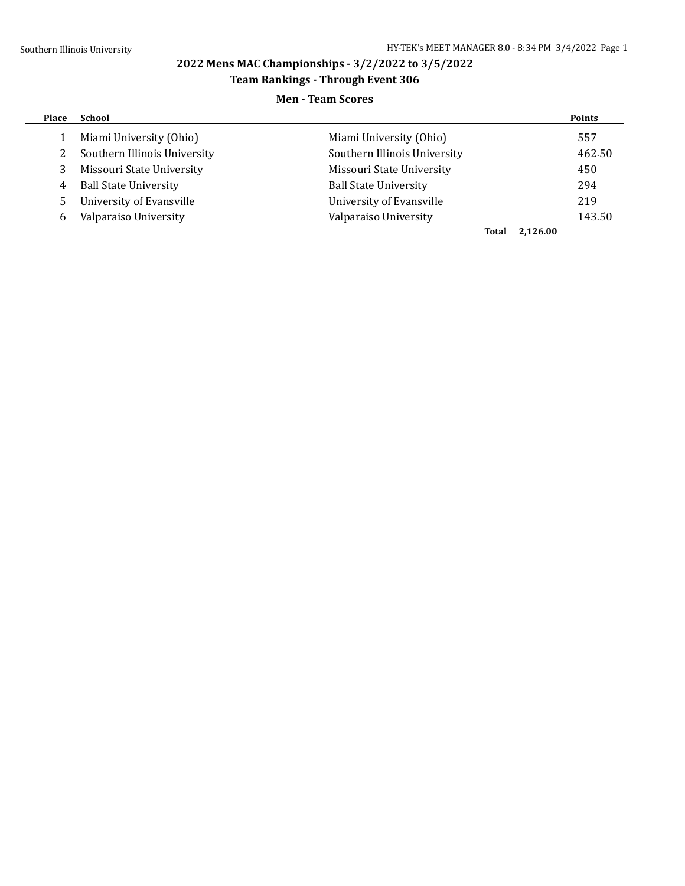## 2022 Mens MAC Championships - 3/2/2022 to 3/5/2022

### Team Rankings - Through Event 306

### Men - Team Scores

| Place | School | | Points |
|---|---|---|---|
| 1 | Miami University (Ohio) | Miami University (Ohio) | 557 |
| 2 | Southern Illinois University | Southern Illinois University | 462.50 |
| 3 | Missouri State University | Missouri State University | 450 |
| 4 | Ball State University | Ball State University | 294 |
| 5 | University of Evansville | University of Evansville | 219 |
| 6 | Valparaiso University | Valparaiso University | 143.50 |
| | | **Total** | **2,126.00** |